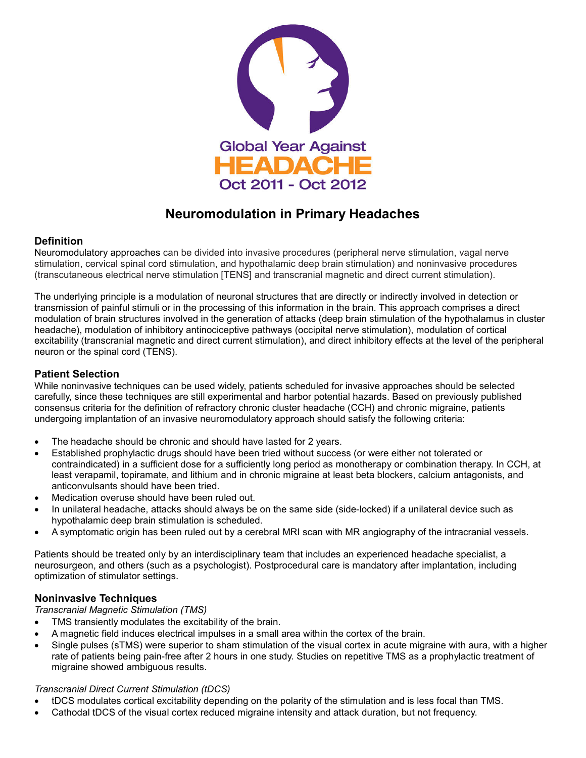Global Year Against HEADACHE Oct 2011 - Oct 2012

# Neuromodulation in Primary Headaches

## Definition

Neuromodulatory approaches can be divided into invasive procedures (peripheral nerve stimulation, vagal nerve stimulation, cervical spinal cord stimulation, and hypothalamic deep brain stimulation) and noninvasive procedures (transcutaneous electrical nerve stimulation [TENS] and transcranial magnetic and direct current stimulation).

The underlying principle is a modulation of neuronal structures that are directly or indirectly involved in detection or transmission of painful stimuli or in the processing of this information in the brain. This approach comprises a direct modulation of brain structures involved in the generation of attacks (deep brain stimulation of the hypothalamus in cluster headache), modulation of inhibitory antinociceptive pathways (occipital nerve stimulation), modulation of cortical excitability (transcranial magnetic and direct current stimulation), and direct inhibitory effects at the level of the peripheral neuron or the spinal cord (TENS).

## Patient Selection

While noninvasive techniques can be used widely, patients scheduled for invasive approaches should be selected carefully, since these techniques are still experimental and harbor potential hazards. Based on previously published consensus criteria for the definition of refractory chronic cluster headache (CCH) and chronic migraine, patients undergoing implantation of an invasive neuromodulatory approach should satisfy the following criteria:

- The headache should be chronic and should have lasted for 2 years.
- Established prophylactic drugs should have been tried without success (or were either not tolerated or contraindicated) in a sufficient dose for a sufficiently long period as monotherapy or combination therapy. In CCH, at least verapamil, topiramate, and lithium and in chronic migraine at least beta blockers, calcium antagonists, and anticonvulsants should have been tried.
- Medication overuse should have been ruled out.
- In unilateral headache, attacks should always be on the same side (side-locked) if a unilateral device such as hypothalamic deep brain stimulation is scheduled.
- A symptomatic origin has been ruled out by a cerebral MRI scan with MR angiography of the intracranial vessels.

Patients should be treated only by an interdisciplinary team that includes an experienced headache specialist, a neurosurgeon, and others (such as a psychologist). Postprocedural care is mandatory after implantation, including optimization of stimulator settings.

## Noninvasive Techniques

*Transcranial Magnetic Stimulation (TMS)*

- TMS transiently modulates the excitability of the brain.
- A magnetic field induces electrical impulses in a small area within the cortex of the brain.
- Single pulses (sTMS) were superior to sham stimulation of the visual cortex in acute migraine with aura, with a higher rate of patients being pain-free after 2 hours in one study. Studies on repetitive TMS as a prophylactic treatment of migraine showed ambiguous results.

*Transcranial Direct Current Stimulation (tDCS)*

- tDCS modulates cortical excitability depending on the polarity of the stimulation and is less focal than TMS.
- Cathodal tDCS of the visual cortex reduced migraine intensity and attack duration, but not frequency.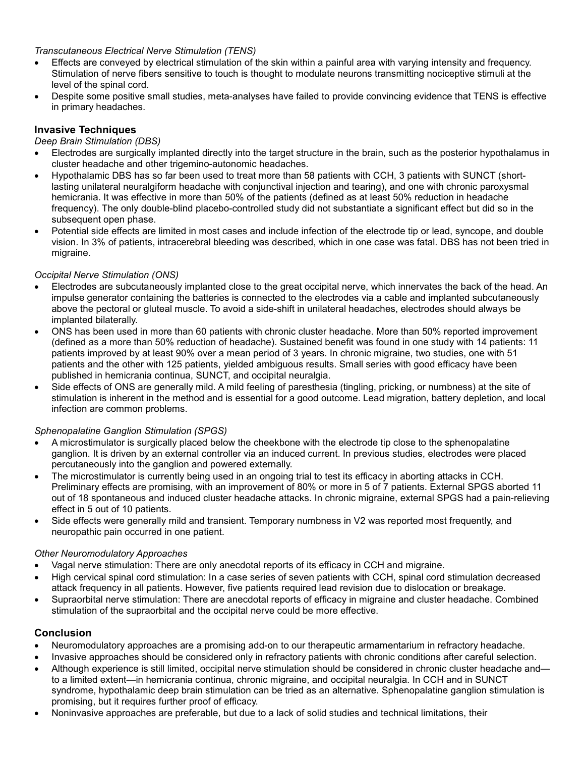*Transcutaneous Electrical Nerve Stimulation (TENS)*

- Effects are conveyed by electrical stimulation of the skin within a painful area with varying intensity and frequency. Stimulation of nerve fibers sensitive to touch is thought to modulate neurons transmitting nociceptive stimuli at the level of the spinal cord.
- Despite some positive small studies, meta-analyses have failed to provide convincing evidence that TENS is effective in primary headaches.

## Invasive Techniques

*Deep Brain Stimulation (DBS)*

- Electrodes are surgically implanted directly into the target structure in the brain, such as the posterior hypothalamus in cluster headache and other trigemino-autonomic headaches.
- Hypothalamic DBS has so far been used to treat more than 58 patients with CCH, 3 patients with SUNCT (short-lasting unilateral neuralgiform headache with conjunctival injection and tearing), and one with chronic paroxysmal hemicrania. It was effective in more than 50% of the patients (defined as at least 50% reduction in headache frequency). The only double-blind placebo-controlled study did not substantiate a significant effect but did so in the subsequent open phase.
- Potential side effects are limited in most cases and include infection of the electrode tip or lead, syncope, and double vision. In 3% of patients, intracerebral bleeding was described, which in one case was fatal. DBS has not been tried in migraine.

*Occipital Nerve Stimulation (ONS)*

- Electrodes are subcutaneously implanted close to the great occipital nerve, which innervates the back of the head. An impulse generator containing the batteries is connected to the electrodes via a cable and implanted subcutaneously above the pectoral or gluteal muscle. To avoid a side-shift in unilateral headaches, electrodes should always be implanted bilaterally.
- ONS has been used in more than 60 patients with chronic cluster headache. More than 50% reported improvement (defined as a more than 50% reduction of headache). Sustained benefit was found in one study with 14 patients: 11 patients improved by at least 90% over a mean period of 3 years. In chronic migraine, two studies, one with 51 patients and the other with 125 patients, yielded ambiguous results. Small series with good efficacy have been published in hemicrania continua, SUNCT, and occipital neuralgia.
- Side effects of ONS are generally mild. A mild feeling of paresthesia (tingling, pricking, or numbness) at the site of stimulation is inherent in the method and is essential for a good outcome. Lead migration, battery depletion, and local infection are common problems.

*Sphenopalatine Ganglion Stimulation (SPGS)*

- A microstimulator is surgically placed below the cheekbone with the electrode tip close to the sphenopalatine ganglion. It is driven by an external controller via an induced current. In previous studies, electrodes were placed percutaneously into the ganglion and powered externally.
- The microstimulator is currently being used in an ongoing trial to test its efficacy in aborting attacks in CCH. Preliminary effects are promising, with an improvement of 80% or more in 5 of 7 patients. External SPGS aborted 11 out of 18 spontaneous and induced cluster headache attacks. In chronic migraine, external SPGS had a pain-relieving effect in 5 out of 10 patients.
- Side effects were generally mild and transient. Temporary numbness in V2 was reported most frequently, and neuropathic pain occurred in one patient.

*Other Neuromodulatory Approaches*

- Vagal nerve stimulation: There are only anecdotal reports of its efficacy in CCH and migraine.
- High cervical spinal cord stimulation: In a case series of seven patients with CCH, spinal cord stimulation decreased attack frequency in all patients. However, five patients required lead revision due to dislocation or breakage.
- Supraorbital nerve stimulation: There are anecdotal reports of efficacy in migraine and cluster headache. Combined stimulation of the supraorbital and the occipital nerve could be more effective.

## Conclusion

- Neuromodulatory approaches are a promising add-on to our therapeutic armamentarium in refractory headache.
- Invasive approaches should be considered only in refractory patients with chronic conditions after careful selection.
- Although experience is still limited, occipital nerve stimulation should be considered in chronic cluster headache and—to a limited extent—in hemicrania continua, chronic migraine, and occipital neuralgia. In CCH and in SUNCT syndrome, hypothalamic deep brain stimulation can be tried as an alternative. Sphenopalatine ganglion stimulation is promising, but it requires further proof of efficacy.
- Noninvasive approaches are preferable, but due to a lack of solid studies and technical limitations, their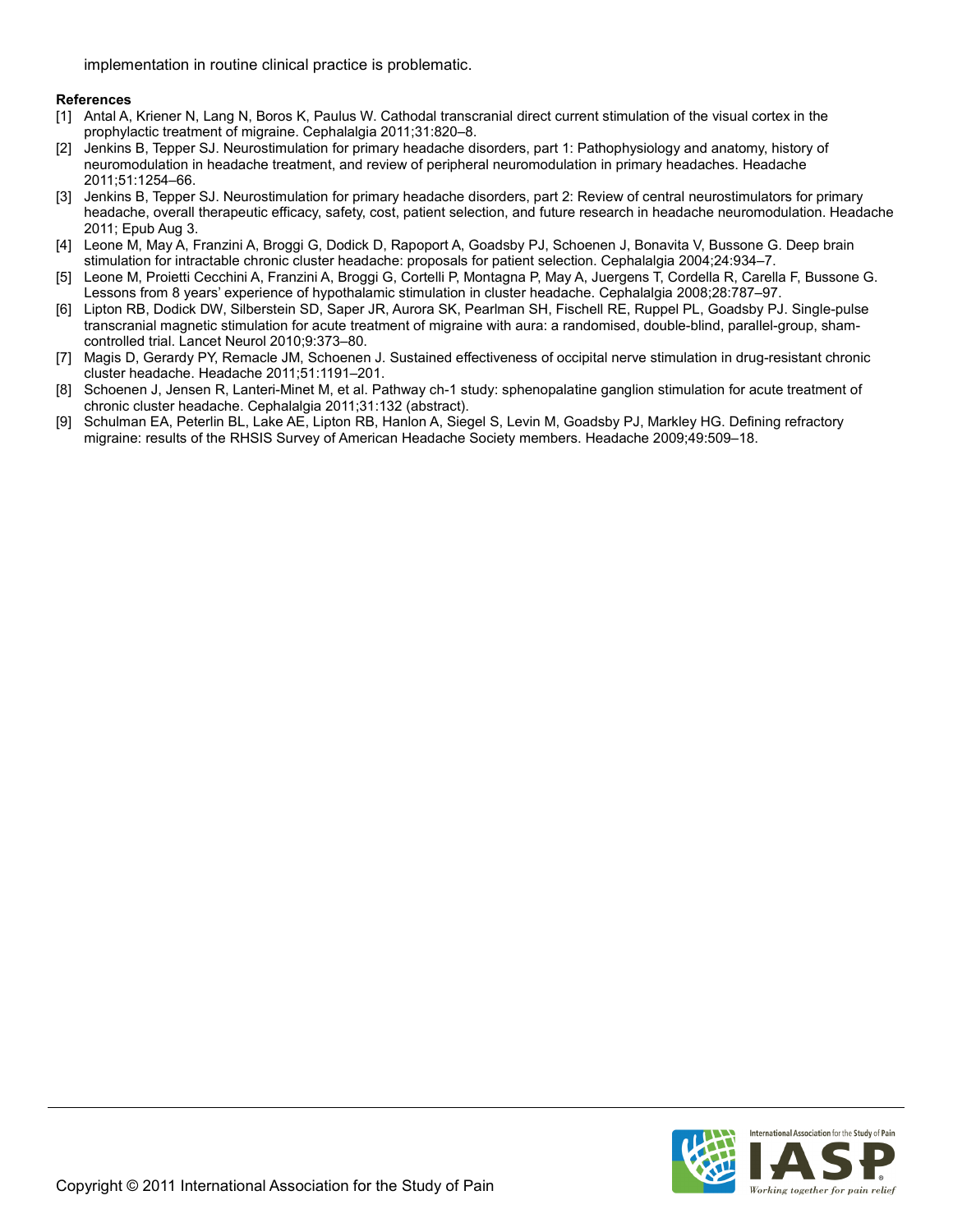implementation in routine clinical practice is problematic.

**References**

[1] Antal A, Kriener N, Lang N, Boros K, Paulus W. Cathodal transcranial direct current stimulation of the visual cortex in the prophylactic treatment of migraine. Cephalalgia 2011;31:820–8.

[2] Jenkins B, Tepper SJ. Neurostimulation for primary headache disorders, part 1: Pathophysiology and anatomy, history of neuromodulation in headache treatment, and review of peripheral neuromodulation in primary headaches. Headache 2011;51:1254–66.

[3] Jenkins B, Tepper SJ. Neurostimulation for primary headache disorders, part 2: Review of central neurostimulators for primary headache, overall therapeutic efficacy, safety, cost, patient selection, and future research in headache neuromodulation. Headache 2011; Epub Aug 3.

[4] Leone M, May A, Franzini A, Broggi G, Dodick D, Rapoport A, Goadsby PJ, Schoenen J, Bonavita V, Bussone G. Deep brain stimulation for intractable chronic cluster headache: proposals for patient selection. Cephalalgia 2004;24:934–7.

[5] Leone M, Proietti Cecchini A, Franzini A, Broggi G, Cortelli P, Montagna P, May A, Juergens T, Cordella R, Carella F, Bussone G. Lessons from 8 years' experience of hypothalamic stimulation in cluster headache. Cephalalgia 2008;28:787–97.

[6] Lipton RB, Dodick DW, Silberstein SD, Saper JR, Aurora SK, Pearlman SH, Fischell RE, Ruppel PL, Goadsby PJ. Single-pulse transcranial magnetic stimulation for acute treatment of migraine with aura: a randomised, double-blind, parallel-group, sham-controlled trial. Lancet Neurol 2010;9:373–80.

[7] Magis D, Gerardy PY, Remacle JM, Schoenen J. Sustained effectiveness of occipital nerve stimulation in drug-resistant chronic cluster headache. Headache 2011;51:1191–201.

[8] Schoenen J, Jensen R, Lanteri-Minet M, et al. Pathway ch-1 study: sphenopalatine ganglion stimulation for acute treatment of chronic cluster headache. Cephalalgia 2011;31:132 (abstract).

[9] Schulman EA, Peterlin BL, Lake AE, Lipton RB, Hanlon A, Siegel S, Levin M, Goadsby PJ, Markley HG. Defining refractory migraine: results of the RHSIS Survey of American Headache Society members. Headache 2009;49:509–18.

Copyright © 2011 International Association for the Study of Pain